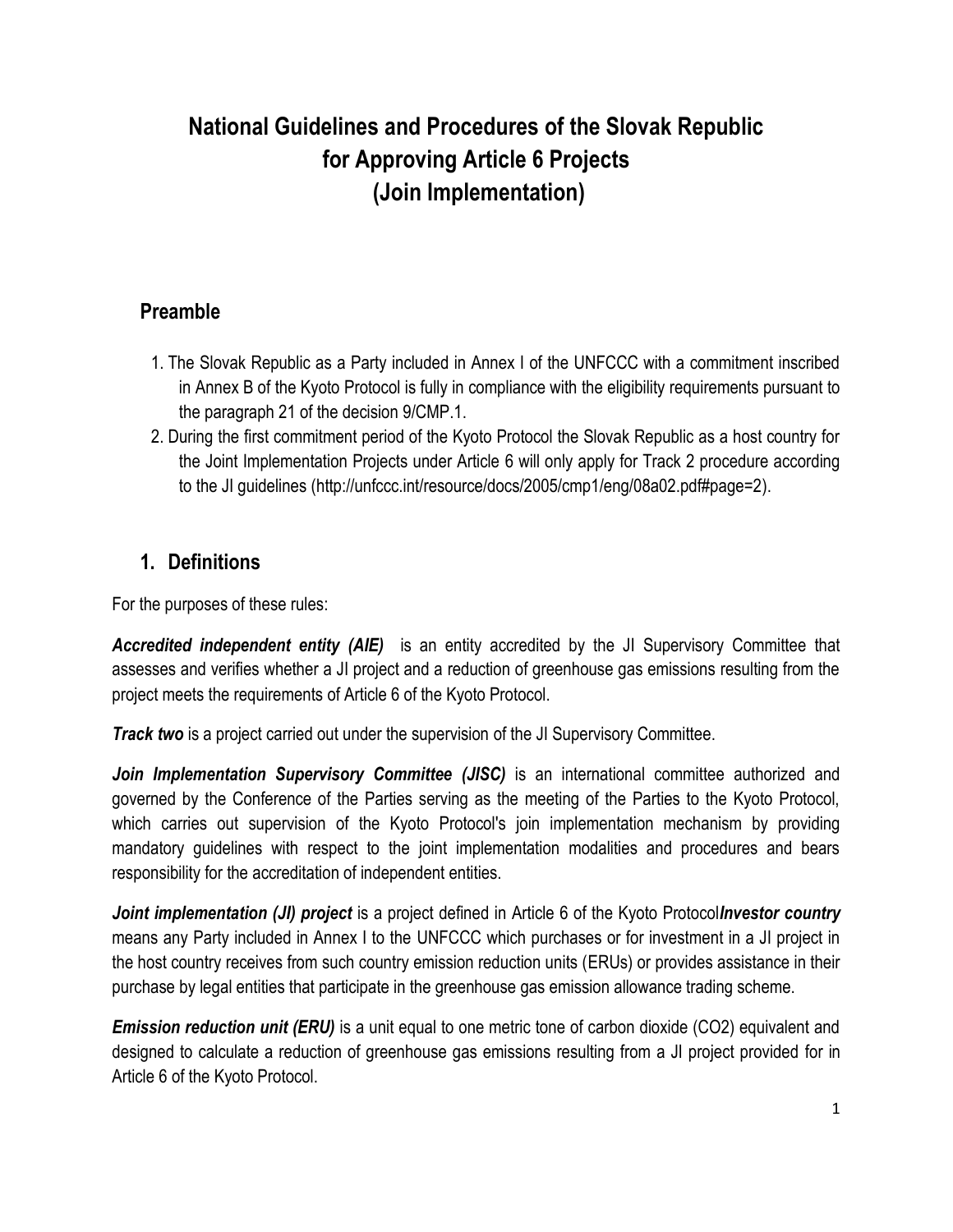# National Guidelines and Procedures of the Slovak Republic for Approving Article 6 Projects (Join Implementation)

## Preamble

1. The Slovak Republic as a Party included in Annex I of the UNFCCC with a commitment inscribed in Annex B of the Kyoto Protocol is fully in compliance with the eligibility requirements pursuant to the paragraph 21 of the decision 9/CMP.1.
2. During the first commitment period of the Kyoto Protocol the Slovak Republic as a host country for the Joint Implementation Projects under Article 6 will only apply for Track 2 procedure according to the JI guidelines (http://unfccc.int/resource/docs/2005/cmp1/eng/08a02.pdf#page=2).

## 1. Definitions

For the purposes of these rules:

***Accredited independent entity (AIE)*** is an entity accredited by the JI Supervisory Committee that assesses and verifies whether a JI project and a reduction of greenhouse gas emissions resulting from the project meets the requirements of Article 6 of the Kyoto Protocol.

***Track two*** is a project carried out under the supervision of the JI Supervisory Committee.

***Join Implementation Supervisory Committee (JISC)*** is an international committee authorized and governed by the Conference of the Parties serving as the meeting of the Parties to the Kyoto Protocol, which carries out supervision of the Kyoto Protocol's join implementation mechanism by providing mandatory guidelines with respect to the joint implementation modalities and procedures and bears responsibility for the accreditation of independent entities.

***Joint implementation (JI) project*** is a project defined in Article 6 of the Kyoto Protocol***Investor country*** means any Party included in Annex I to the UNFCCC which purchases or for investment in a JI project in the host country receives from such country emission reduction units (ERUs) or provides assistance in their purchase by legal entities that participate in the greenhouse gas emission allowance trading scheme.

***Emission reduction unit (ERU)*** is a unit equal to one metric tone of carbon dioxide ($CO_2$) equivalent and designed to calculate a reduction of greenhouse gas emissions resulting from a JI project provided for in Article 6 of the Kyoto Protocol.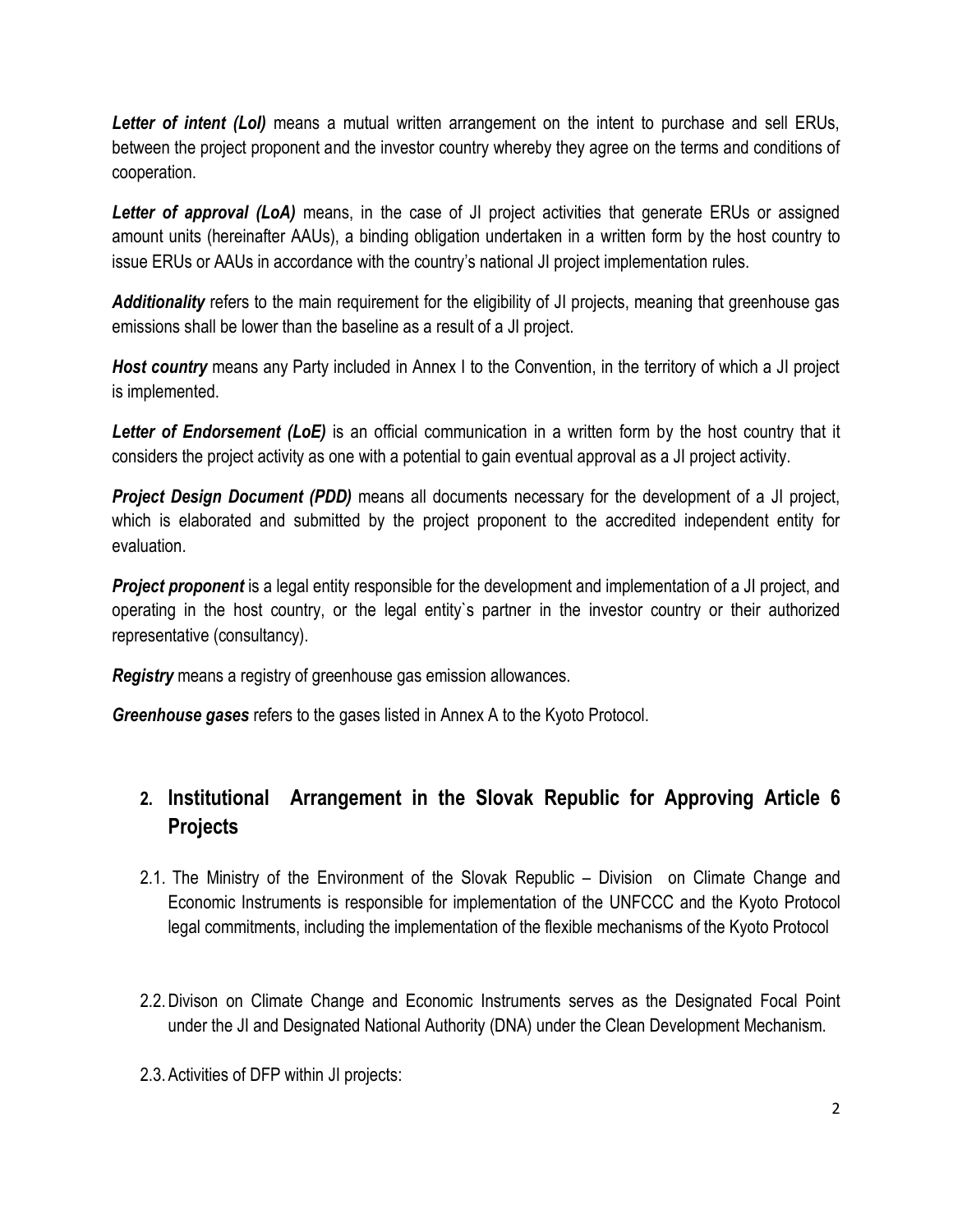***Letter of intent (LoI)*** means a mutual written arrangement on the intent to purchase and sell ERUs, between the project proponent and the investor country whereby they agree on the terms and conditions of cooperation.

***Letter of approval (LoA)*** means, in the case of JI project activities that generate ERUs or assigned amount units (hereinafter AAUs), a binding obligation undertaken in a written form by the host country to issue ERUs or AAUs in accordance with the country's national JI project implementation rules.

***Additionality*** refers to the main requirement for the eligibility of JI projects, meaning that greenhouse gas emissions shall be lower than the baseline as a result of a JI project.

***Host country*** means any Party included in Annex I to the Convention, in the territory of which a JI project is implemented.

***Letter of Endorsement (LoE)*** is an official communication in a written form by the host country that it considers the project activity as one with a potential to gain eventual approval as a JI project activity.

***Project Design Document (PDD)*** means all documents necessary for the development of a JI project, which is elaborated and submitted by the project proponent to the accredited independent entity for evaluation.

***Project proponent*** is a legal entity responsible for the development and implementation of a JI project, and operating in the host country, or the legal entity`s partner in the investor country or their authorized representative (consultancy).

***Registry*** means a registry of greenhouse gas emission allowances.

***Greenhouse gases*** refers to the gases listed in Annex A to the Kyoto Protocol.

## 2. Institutional Arrangement in the Slovak Republic for Approving Article 6 Projects

2.1. The Ministry of the Environment of the Slovak Republic – Division on Climate Change and Economic Instruments is responsible for implementation of the UNFCCC and the Kyoto Protocol legal commitments, including the implementation of the flexible mechanisms of the Kyoto Protocol

2.2. Divison on Climate Change and Economic Instruments serves as the Designated Focal Point under the JI and Designated National Authority (DNA) under the Clean Development Mechanism.

2.3. Activities of DFP within JI projects: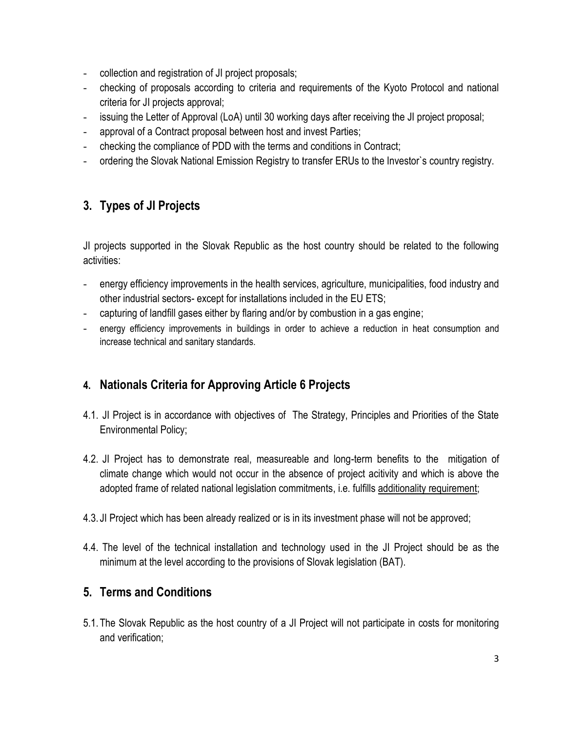- collection and registration of JI project proposals;
- checking of proposals according to criteria and requirements of the Kyoto Protocol and national criteria for JI projects approval;
- issuing the Letter of Approval (LoA) until 30 working days after receiving the JI project proposal;
- approval of a Contract proposal between host and invest Parties;
- checking the compliance of PDD with the terms and conditions in Contract;
- ordering the Slovak National Emission Registry to transfer ERUs to the Investor`s country registry.

## 3. Types of JI Projects

JI projects supported in the Slovak Republic as the host country should be related to the following activities:

- energy efficiency improvements in the health services, agriculture, municipalities, food industry and other industrial sectors- except for installations included in the EU ETS;
- capturing of landfill gases either by flaring and/or by combustion in a gas engine;
- energy efficiency improvements in buildings in order to achieve a reduction in heat consumption and increase technical and sanitary standards.

## 4. Nationals Criteria for Approving Article 6 Projects

4.1. JI Project is in accordance with objectives of The Strategy, Principles and Priorities of the State Environmental Policy;

4.2. JI Project has to demonstrate real, measureable and long-term benefits to the mitigation of climate change which would not occur in the absence of project acitivity and which is above the adopted frame of related national legislation commitments, i.e. fulfills additionality requirement;

4.3. JI Project which has been already realized or is in its investment phase will not be approved;

4.4. The level of the technical installation and technology used in the JI Project should be as the minimum at the level according to the provisions of Slovak legislation (BAT).

## 5. Terms and Conditions

5.1. The Slovak Republic as the host country of a JI Project will not participate in costs for monitoring and verification;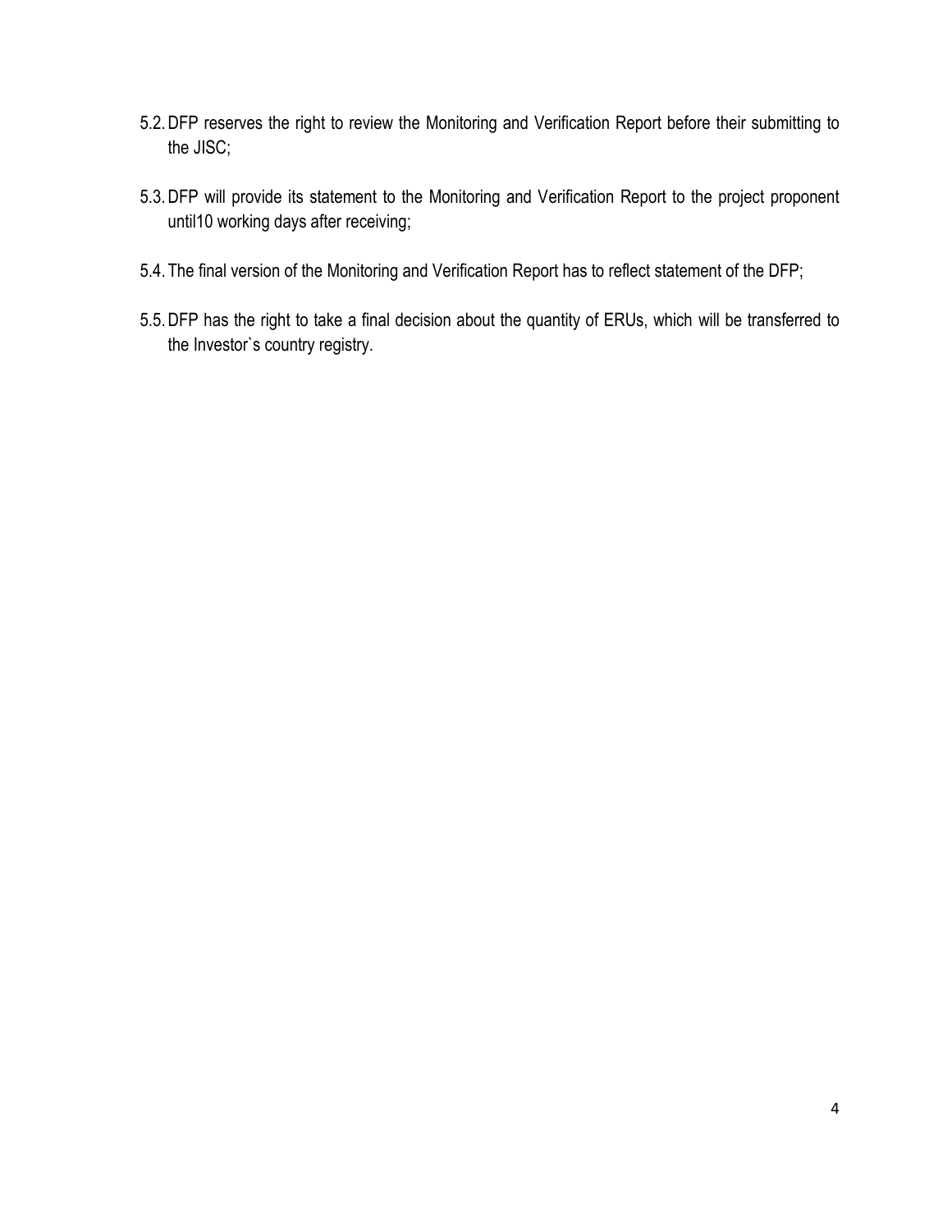5.2. DFP reserves the right to review the Monitoring and Verification Report before their submitting to the JISC;

5.3. DFP will provide its statement to the Monitoring and Verification Report to the project proponent until10 working days after receiving;

5.4. The final version of the Monitoring and Verification Report has to reflect statement of the DFP;

5.5. DFP has the right to take a final decision about the quantity of ERUs, which will be transferred to the Investor`s country registry.